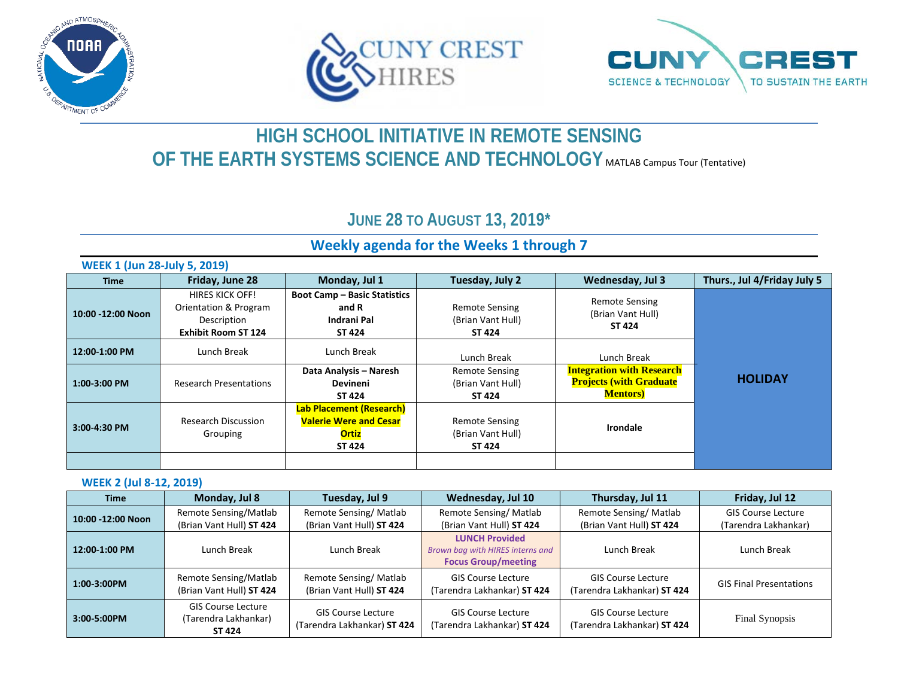# HIGH SCHOOL INITIATIVE IN REMOTE SENSING OF THE EARTH SYSTEMS SCIENCE AND TECHNOLOGY

MATLAB Campus Tour (Tentative)

## JUNE 28 TO AUGUST 13, 2019*

## Weekly agenda for the Weeks 1 through 7

### WEEK 1 (Jun 28-July 5, 2019)

| Time | Friday, June 28 | Monday, Jul 1 | Tuesday, July 2 | Wednesday, Jul 3 | Thurs., Jul 4/Friday July 5 |
|---|---|---|---|---|---|
| **10:00 -12:00 Noon** | HIRES KICK OFF! Orientation & Program Description **Exhibit Room ST 124** | **Boot Camp – Basic Statistics and R Indrani Pal ST 424** | Remote Sensing (Brian Vant Hull) **ST 424** | Remote Sensing (Brian Vant Hull) **ST 424** | **HOLIDAY** |
| **12:00-1:00 PM** | Lunch Break | Lunch Break | Lunch Break | Lunch Break | |
| **1:00-3:00 PM** | Research Presentations | **Data Analysis – Naresh Devineni ST 424** | Remote Sensing (Brian Vant Hull) **ST 424** | **Integration with Research Projects (with Graduate Mentors)** | |
| **3:00-4:30 PM** | Research Discussion Grouping | **Lab Placement (Research) Valerie Were and Cesar Ortiz ST 424** | Remote Sensing (Brian Vant Hull) **ST 424** | **Irondale** | |
| | | | | | |

### WEEK 2 (Jul 8-12, 2019)

| Time | Monday, Jul 8 | Tuesday, Jul 9 | Wednesday, Jul 10 | Thursday, Jul 11 | Friday, Jul 12 |
|---|---|---|---|---|---|
| **10:00 -12:00 Noon** | Remote Sensing/Matlab (Brian Vant Hull) **ST 424** | Remote Sensing/ Matlab (Brian Vant Hull) **ST 424** | Remote Sensing/ Matlab (Brian Vant Hull) **ST 424** | Remote Sensing/ Matlab (Brian Vant Hull) **ST 424** | GIS Course Lecture (Tarendra Lakhankar) |
| **12:00-1:00 PM** | Lunch Break | Lunch Break | **LUNCH Provided** *Brown bag with HIRES interns and* **Focus Group/meeting** | Lunch Break | Lunch Break |
| **1:00-3:00PM** | Remote Sensing/Matlab (Brian Vant Hull) **ST 424** | Remote Sensing/ Matlab (Brian Vant Hull) **ST 424** | GIS Course Lecture (Tarendra Lakhankar) **ST 424** | GIS Course Lecture (Tarendra Lakhankar) **ST 424** | GIS Final Presentations |
| **3:00-5:00PM** | GIS Course Lecture (Tarendra Lakhankar) **ST 424** | GIS Course Lecture (Tarendra Lakhankar) **ST 424** | GIS Course Lecture (Tarendra Lakhankar) **ST 424** | GIS Course Lecture (Tarendra Lakhankar) **ST 424** | Final Synopsis |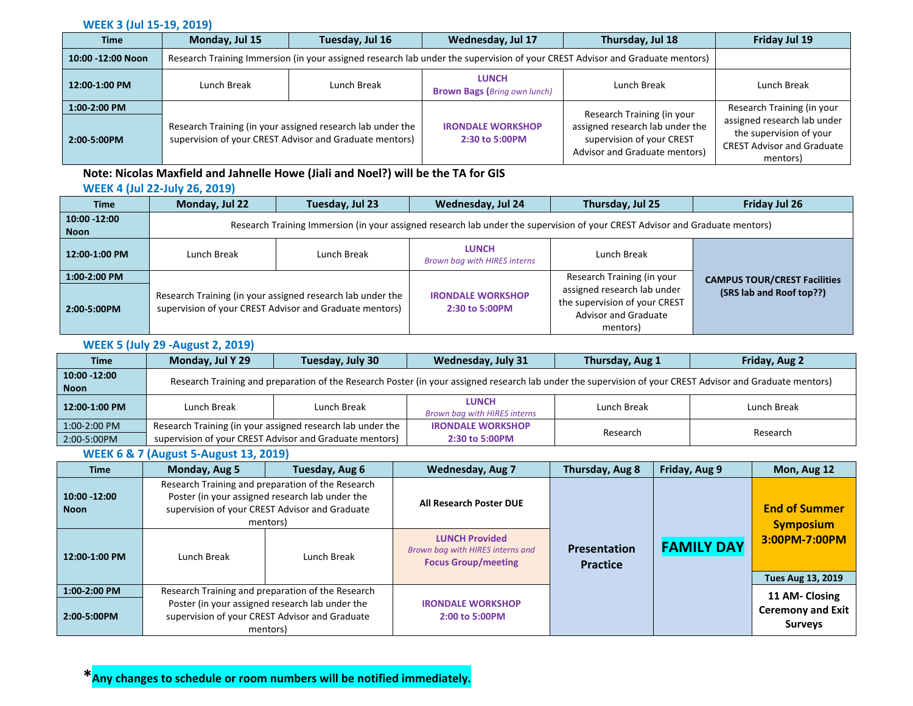### WEEK 3 (Jul 15-19, 2019)

| Time | Monday, Jul 15 | Tuesday, Jul 16 | Wednesday, Jul 17 | Thursday, Jul 18 | Friday Jul 19 |
|---|---|---|---|---|---|
| 10:00 -12:00 Noon | Research Training Immersion (in your assigned research lab under the supervision of your CREST Advisor and Graduate mentors) | | | | |
| 12:00-1:00 PM | Lunch Break | Lunch Break | **LUNCH** **Brown Bags (***Bring own lunch)* | Lunch Break | Lunch Break |
| 1:00-2:00 PM | Research Training (in your assigned research lab under the supervision of your CREST Advisor and Graduate mentors) | | **IRONDALE WORKSHOP 2:30 to 5:00PM** | Research Training (in your assigned research lab under the supervision of your CREST Advisor and Graduate mentors) | Research Training (in your assigned research lab under the supervision of your CREST Advisor and Graduate mentors) |
| 2:00-5:00PM | | | | | |

**Note: Nicolas Maxfield and Jahnelle Howe (Jiali and Noel?) will be the TA for GIS**

### WEEK 4 (Jul 22-July 26, 2019)

| Time | Monday, Jul 22 | Tuesday, Jul 23 | Wednesday, Jul 24 | Thursday, Jul 25 | Friday Jul 26 |
|---|---|---|---|---|---|
| 10:00 -12:00 Noon | Research Training Immersion (in your assigned research lab under the supervision of your CREST Advisor and Graduate mentors) | | | | |
| 12:00-1:00 PM | Lunch Break | Lunch Break | **LUNCH** *Brown bag with HIRES interns* | Lunch Break | **CAMPUS TOUR/CREST Facilities (SRS lab and Roof top??)** |
| 1:00-2:00 PM | Research Training (in your assigned research lab under the supervision of your CREST Advisor and Graduate mentors) | | **IRONDALE WORKSHOP 2:30 to 5:00PM** | Research Training (in your assigned research lab under the supervision of your CREST Advisor and Graduate mentors) | |
| 2:00-5:00PM | | | | | |

### WEEK 5 (July 29 -August 2, 2019)

| Time | Monday, Jul Y 29 | Tuesday, July 30 | Wednesday, July 31 | Thursday, Aug 1 | Friday, Aug 2 |
|---|---|---|---|---|---|
| 10:00 -12:00 Noon | Research Training and preparation of the Research Poster (in your assigned research lab under the supervision of your CREST Advisor and Graduate mentors) | | | | |
| 12:00-1:00 PM | Lunch Break | Lunch Break | **LUNCH** *Brown bag with HIRES interns* | Lunch Break | Lunch Break |
| 1:00-2:00 PM | Research Training (in your assigned research lab under the supervision of your CREST Advisor and Graduate mentors) | | **IRONDALE WORKSHOP 2:30 to 5:00PM** | Research | Research |
| 2:00-5:00PM | | | | | |

### WEEK 6 & 7 (August 5-August 13, 2019)

| Time | Monday, Aug 5 | Tuesday, Aug 6 | Wednesday, Aug 7 | Thursday, Aug 8 | Friday, Aug 9 | Mon, Aug 12 |
|---|---|---|---|---|---|---|
| 10:00 -12:00 Noon | Research Training and preparation of the Research Poster (in your assigned research lab under the supervision of your CREST Advisor and Graduate mentors) | | **All Research Poster DUE** | **Presentation Practice** | **FAMILY DAY** | **End of Summer Symposium 3:00PM-7:00PM** |
| 12:00-1:00 PM | Lunch Break | Lunch Break | **LUNCH Provided** *Brown bag with HIRES interns and* **Focus Group/meeting** | | | **Tues Aug 13, 2019** |
| 1:00-2:00 PM | Research Training and preparation of the Research Poster (in your assigned research lab under the supervision of your CREST Advisor and Graduate mentors) | | **IRONDALE WORKSHOP 2:00 to 5:00PM** | | | **11 AM- Closing Ceremony and Exit Surveys** |
| 2:00-5:00PM | | | | | | |

**\*Any changes to schedule or room numbers will be notified immediately.**